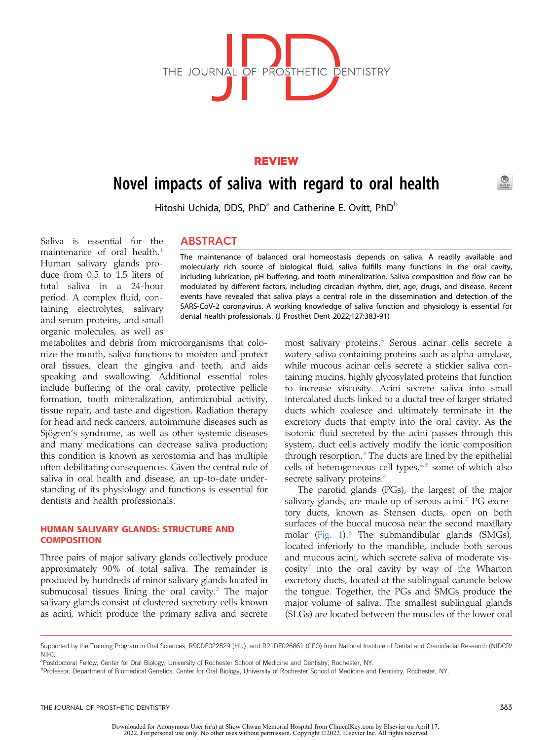**REVIEW**

# Novel impacts of saliva with regard to oral health

Hitoshi Uchida, DDS, PhD[a] and Catherine E. Ovitt, PhD[b]

## ABSTRACT

The maintenance of balanced oral homeostasis depends on saliva. A readily available and molecularly rich source of biological fluid, saliva fulfills many functions in the oral cavity, including lubrication, pH buffering, and tooth mineralization. Saliva composition and flow can be modulated by different factors, including circadian rhythm, diet, age, drugs, and disease. Recent events have revealed that saliva plays a central role in the dissemination and detection of the SARS-CoV-2 coronavirus. A working knowledge of saliva function and physiology is essential for dental health professionals. (J Prosthet Dent 2022;127:383-91)

Saliva is essential for the maintenance of oral health.[1] Human salivary glands produce from 0.5 to 1.5 liters of total saliva in a 24-hour period. A complex fluid, containing electrolytes, salivary and serum proteins, and small organic molecules, as well as metabolites and debris from microorganisms that colonize the mouth, saliva functions to moisten and protect oral tissues, clean the gingiva and teeth, and aids speaking and swallowing. Additional essential roles include buffering of the oral cavity, protective pellicle formation, tooth mineralization, antimicrobial activity, tissue repair, and taste and digestion. Radiation therapy for head and neck cancers, autoimmune diseases such as Sjögren's syndrome, as well as other systemic diseases and many medications can decrease saliva production; this condition is known as xerostomia and has multiple often debilitating consequences. Given the central role of saliva in oral health and disease, an up-to-date understanding of its physiology and functions is essential for dentists and health professionals.

## HUMAN SALIVARY GLANDS: STRUCTURE AND COMPOSITION

Three pairs of major salivary glands collectively produce approximately 90% of total saliva. The remainder is produced by hundreds of minor salivary glands located in submucosal tissues lining the oral cavity.[2] The major salivary glands consist of clustered secretory cells known as acini, which produce the primary saliva and secrete most salivary proteins.[3] Serous acinar cells secrete a watery saliva containing proteins such as alpha-amylase, while mucous acinar cells secrete a stickier saliva containing mucins, highly glycosylated proteins that function to increase viscosity. Acini secrete saliva into small intercalated ducts linked to a ductal tree of larger striated ducts which coalesce and ultimately terminate in the excretory ducts that empty into the oral cavity. As the isotonic fluid secreted by the acini passes through this system, duct cells actively modify the ionic composition through resorption.[3] The ducts are lined by the epithelial cells of heterogeneous cell types,[4,5] some of which also secrete salivary proteins.[6]

The parotid glands (PGs), the largest of the major salivary glands, are made up of serous acini.[7] PG excretory ducts, known as Stensen ducts, open on both surfaces of the buccal mucosa near the second maxillary molar (Fig. 1).[8] The submandibular glands (SMGs), located inferiorly to the mandible, include both serous and mucous acini, which secrete saliva of moderate viscosity[7] into the oral cavity by way of the Wharton excretory ducts, located at the sublingual caruncle below the tongue. Together, the PGs and SMGs produce the major volume of saliva. The smallest sublingual glands (SLGs) are located between the muscles of the lower oral

Supported by the Training Program in Oral Sciences, R90DE022529 (HU), and R21DE026861 (CEO) from National Institute of Dental and Craniofacial Research (NIDCR/NIH).

[a]Postdoctoral Fellow, Center for Oral Biology, University of Rochester School of Medicine and Dentistry, Rochester, NY.

[b]Professor, Department of Biomedical Genetics, Center for Oral Biology, University of Rochester School of Medicine and Dentistry, Rochester, NY.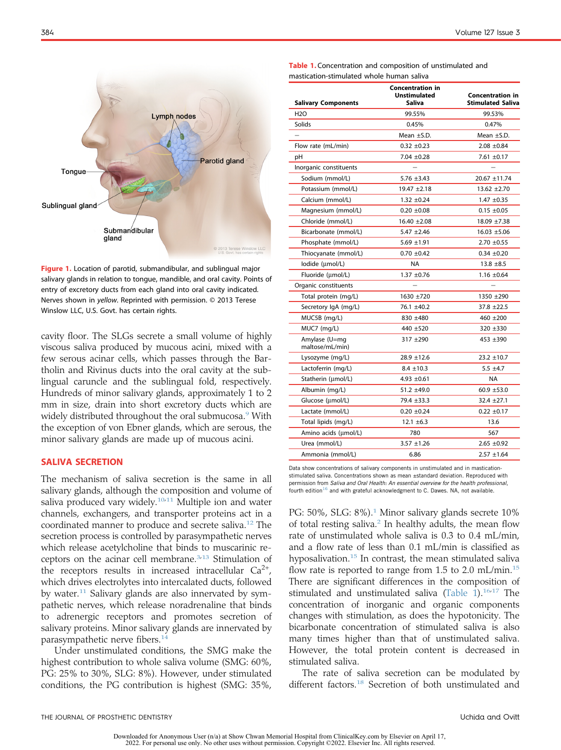Figure 1. Location of parotid, submandibular, and sublingual major salivary glands in relation to tongue, mandible, and oral cavity. Points of entry of excretory ducts from each gland into oral cavity indicated. Nerves shown in *yellow*. Reprinted with permission. © 2013 Terese Winslow LLC, U.S. Govt. has certain rights.

cavity floor. The SLGs secrete a small volume of highly viscous saliva produced by mucous acini, mixed with a few serous acinar cells, which passes through the Bartholin and Rivinus ducts into the oral cavity at the sublingual caruncle and the sublingual fold, respectively. Hundreds of minor salivary glands, approximately 1 to 2 mm in size, drain into short excretory ducts which are widely distributed throughout the oral submucosa.[9] With the exception of von Ebner glands, which are serous, the minor salivary glands are made up of mucous acini.

## SALIVA SECRETION

The mechanism of saliva secretion is the same in all salivary glands, although the composition and volume of saliva produced vary widely.[10,11] Multiple ion and water channels, exchangers, and transporter proteins act in a coordinated manner to produce and secrete saliva.[12] The secretion process is controlled by parasympathetic nerves which release acetylcholine that binds to muscarinic receptors on the acinar cell membrane.[3,13] Stimulation of the receptors results in increased intracellular $Ca^{2+}$, which drives electrolytes into intercalated ducts, followed by water.[11] Salivary glands are also innervated by sympathetic nerves, which release noradrenaline that binds to adrenergic receptors and promotes secretion of salivary proteins. Minor salivary glands are innervated by parasympathetic nerve fibers.[14]

Under unstimulated conditions, the SMG make the highest contribution to whole saliva volume (SMG: 60%, PG: 25% to 30%, SLG: 8%). However, under stimulated conditions, the PG contribution is highest (SMG: 35%, PG: 50%, SLG: 8%).[1] Minor salivary glands secrete 10% of total resting saliva.[2] In healthy adults, the mean flow rate of unstimulated whole saliva is 0.3 to 0.4 mL/min, and a flow rate of less than 0.1 mL/min is classified as hyposalivation.[15] In contrast, the mean stimulated saliva flow rate is reported to range from 1.5 to 2.0 mL/min.[15] There are significant differences in the composition of stimulated and unstimulated saliva (Table 1).[16,17] The concentration of inorganic and organic components changes with stimulation, as does the hypotonicity. The bicarbonate concentration of stimulated saliva is also many times higher than that of unstimulated saliva. However, the total protein content is decreased in stimulated saliva.

The rate of saliva secretion can be modulated by different factors.[18] Secretion of both unstimulated and

Table 1. Concentration and composition of unstimulated and mastication-stimulated whole human saliva

| Salivary Components | Concentration in Unstimulated Saliva | Concentration in Stimulated Saliva |
|---|---|---|
| H2O | 99.55% | 99.53% |
| Solids | 0.45% | 0.47% |
| – | Mean ±S.D. | Mean ±S.D. |
| Flow rate (mL/min) | 0.32 ±0.23 | 2.08 ±0.84 |
| pH | 7.04 ±0.28 | 7.61 ±0.17 |
| Inorganic constituents | – | – |
| Sodium (mmol/L) | 5.76 ±3.43 | 20.67 ±11.74 |
| Potassium (mmol/L) | 19.47 ±2.18 | 13.62 ±2.70 |
| Calcium (mmol/L) | 1.32 ±0.24 | 1.47 ±0.35 |
| Magnesium (mmol/L) | 0.20 ±0.08 | 0.15 ±0.05 |
| Chloride (mmol/L) | 16.40 ±2.08 | 18.09 ±7.38 |
| Bicarbonate (mmol/L) | 5.47 ±2.46 | 16.03 ±5.06 |
| Phosphate (mmol/L) | 5.69 ±1.91 | 2.70 ±0.55 |
| Thiocyanate (mmol/L) | 0.70 ±0.42 | 0.34 ±0.20 |
| Iodide (μmol/L) | NA | 13.8 ±8.5 |
| Fluoride (μmol/L) | 1.37 ±0.76 | 1.16 ±0.64 |
| Organic constituents | – | – |
| Total protein (mg/L) | 1630 ±720 | 1350 ±290 |
| Secretory IgA (mg/L) | 76.1 ±40.2 | 37.8 ±22.5 |
| MUC5B (mg/L) | 830 ±480 | 460 ±200 |
| MUC7 (mg/L) | 440 ±520 | 320 ±330 |
| Amylase (U=mg maltose/mL/min) | 317 ±290 | 453 ±390 |
| Lysozyme (mg/L) | 28.9 ±12.6 | 23.2 ±10.7 |
| Lactoferrin (mg/L) | 8.4 ±10.3 | 5.5 ±4.7 |
| Statherin (μmol/L) | 4.93 ±0.61 | NA |
| Albumin (mg/L) | 51.2 ±49.0 | 60.9 ±53.0 |
| Glucose (μmol/L) | 79.4 ±33.3 | 32.4 ±27.1 |
| Lactate (mmol/L) | 0.20 ±0.24 | 0.22 ±0.17 |
| Total lipids (mg/L) | 12.1 ±6.3 | 13.6 |
| Amino acids (μmol/L) | 780 | 567 |
| Urea (mmol/L) | 3.57 ±1.26 | 2.65 ±0.92 |
| Ammonia (mmol/L) | 6.86 | 2.57 ±1.64 |

Data show concentrations of salivary components in unstimulated and in mastication-stimulated saliva. Concentrations shown as mean ±standard deviation. Reproduced with permission from *Saliva and Oral Health: An essential overview for the health professional*, fourth edition[16] and with grateful acknowledgment to C. Dawes. NA, not available.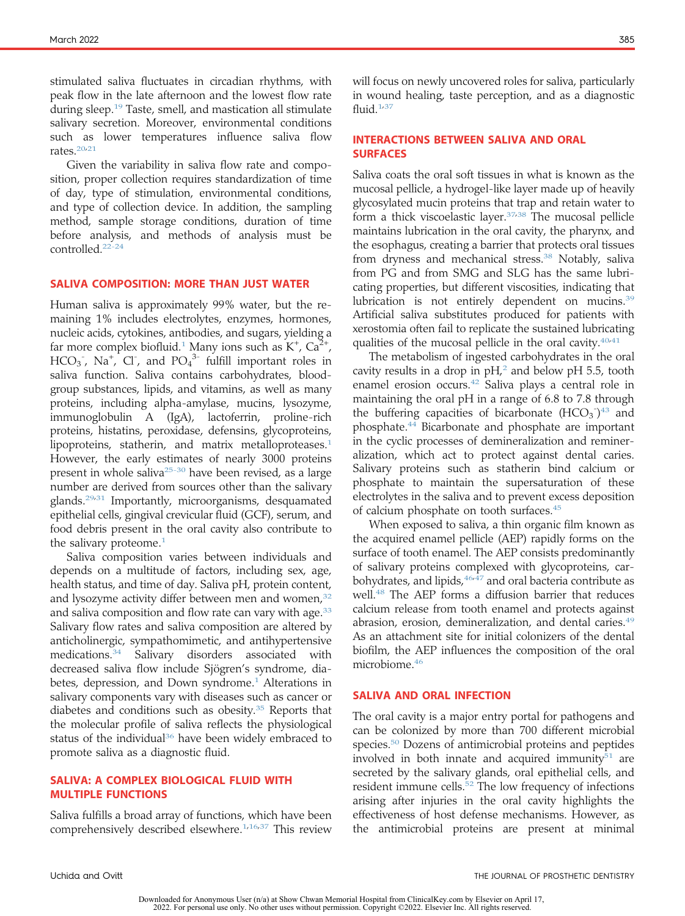stimulated saliva fluctuates in circadian rhythms, with peak flow in the late afternoon and the lowest flow rate during sleep.[19] Taste, smell, and mastication all stimulate salivary secretion. Moreover, environmental conditions such as lower temperatures influence saliva flow rates.[20,21]

Given the variability in saliva flow rate and composition, proper collection requires standardization of time of day, type of stimulation, environmental conditions, and type of collection device. In addition, the sampling method, sample storage conditions, duration of time before analysis, and methods of analysis must be controlled.[22-24]

## SALIVA COMPOSITION: MORE THAN JUST WATER

Human saliva is approximately 99% water, but the remaining 1% includes electrolytes, enzymes, hormones, nucleic acids, cytokines, antibodies, and sugars, yielding a far more complex biofluid.[1] Many ions such as $K^+$, $Ca^{2+}$, $HCO_3^-$, $Na^+$, $Cl^-$, and $PO_4^{3-}$ fulfill important roles in saliva function. Saliva contains carbohydrates, blood-group substances, lipids, and vitamins, as well as many proteins, including alpha-amylase, mucins, lysozyme, immunoglobulin A (IgA), lactoferrin, proline-rich proteins, histatins, peroxidase, defensins, glycoproteins, lipoproteins, statherin, and matrix metalloproteases.[1] However, the early estimates of nearly 3000 proteins present in whole saliva[25-30] have been revised, as a large number are derived from sources other than the salivary glands.[29,31] Importantly, microorganisms, desquamated epithelial cells, gingival crevicular fluid (GCF), serum, and food debris present in the oral cavity also contribute to the salivary proteome.[1]

Saliva composition varies between individuals and depends on a multitude of factors, including sex, age, health status, and time of day. Saliva pH, protein content, and lysozyme activity differ between men and women,[32] and saliva composition and flow rate can vary with age.[33] Salivary flow rates and saliva composition are altered by anticholinergic, sympathomimetic, and antihypertensive medications.[34] Salivary disorders associated with decreased saliva flow include Sjögren's syndrome, diabetes, depression, and Down syndrome.[1] Alterations in salivary components vary with diseases such as cancer or diabetes and conditions such as obesity.[35] Reports that the molecular profile of saliva reflects the physiological status of the individual[36] have been widely embraced to promote saliva as a diagnostic fluid.

## SALIVA: A COMPLEX BIOLOGICAL FLUID WITH MULTIPLE FUNCTIONS

Saliva fulfills a broad array of functions, which have been comprehensively described elsewhere.[1,16,37] This review will focus on newly uncovered roles for saliva, particularly in wound healing, taste perception, and as a diagnostic fluid.[1,37]

## INTERACTIONS BETWEEN SALIVA AND ORAL SURFACES

Saliva coats the oral soft tissues in what is known as the mucosal pellicle, a hydrogel-like layer made up of heavily glycosylated mucin proteins that trap and retain water to form a thick viscoelastic layer.[37,38] The mucosal pellicle maintains lubrication in the oral cavity, the pharynx, and the esophagus, creating a barrier that protects oral tissues from dryness and mechanical stress.[38] Notably, saliva from PG and from SMG and SLG has the same lubricating properties, but different viscosities, indicating that lubrication is not entirely dependent on mucins.[39] Artificial saliva substitutes produced for patients with xerostomia often fail to replicate the sustained lubricating qualities of the mucosal pellicle in the oral cavity.[40,41]

The metabolism of ingested carbohydrates in the oral cavity results in a drop in pH,[2] and below pH 5.5, tooth enamel erosion occurs.[42] Saliva plays a central role in maintaining the oral pH in a range of 6.8 to 7.8 through the buffering capacities of bicarbonate ($HCO_3^-$)[43] and phosphate.[44] Bicarbonate and phosphate are important in the cyclic processes of demineralization and remineralization, which act to protect against dental caries. Salivary proteins such as statherin bind calcium or phosphate to maintain the supersaturation of these electrolytes in the saliva and to prevent excess deposition of calcium phosphate on tooth surfaces.[45]

When exposed to saliva, a thin organic film known as the acquired enamel pellicle (AEP) rapidly forms on the surface of tooth enamel. The AEP consists predominantly of salivary proteins complexed with glycoproteins, carbohydrates, and lipids,[46,47] and oral bacteria contribute as well.[48] The AEP forms a diffusion barrier that reduces calcium release from tooth enamel and protects against abrasion, erosion, demineralization, and dental caries.[49] As an attachment site for initial colonizers of the dental biofilm, the AEP influences the composition of the oral microbiome.[46]

## SALIVA AND ORAL INFECTION

The oral cavity is a major entry portal for pathogens and can be colonized by more than 700 different microbial species.[50] Dozens of antimicrobial proteins and peptides involved in both innate and acquired immunity[51] are secreted by the salivary glands, oral epithelial cells, and resident immune cells.[52] The low frequency of infections arising after injuries in the oral cavity highlights the effectiveness of host defense mechanisms. However, as the antimicrobial proteins are present at minimal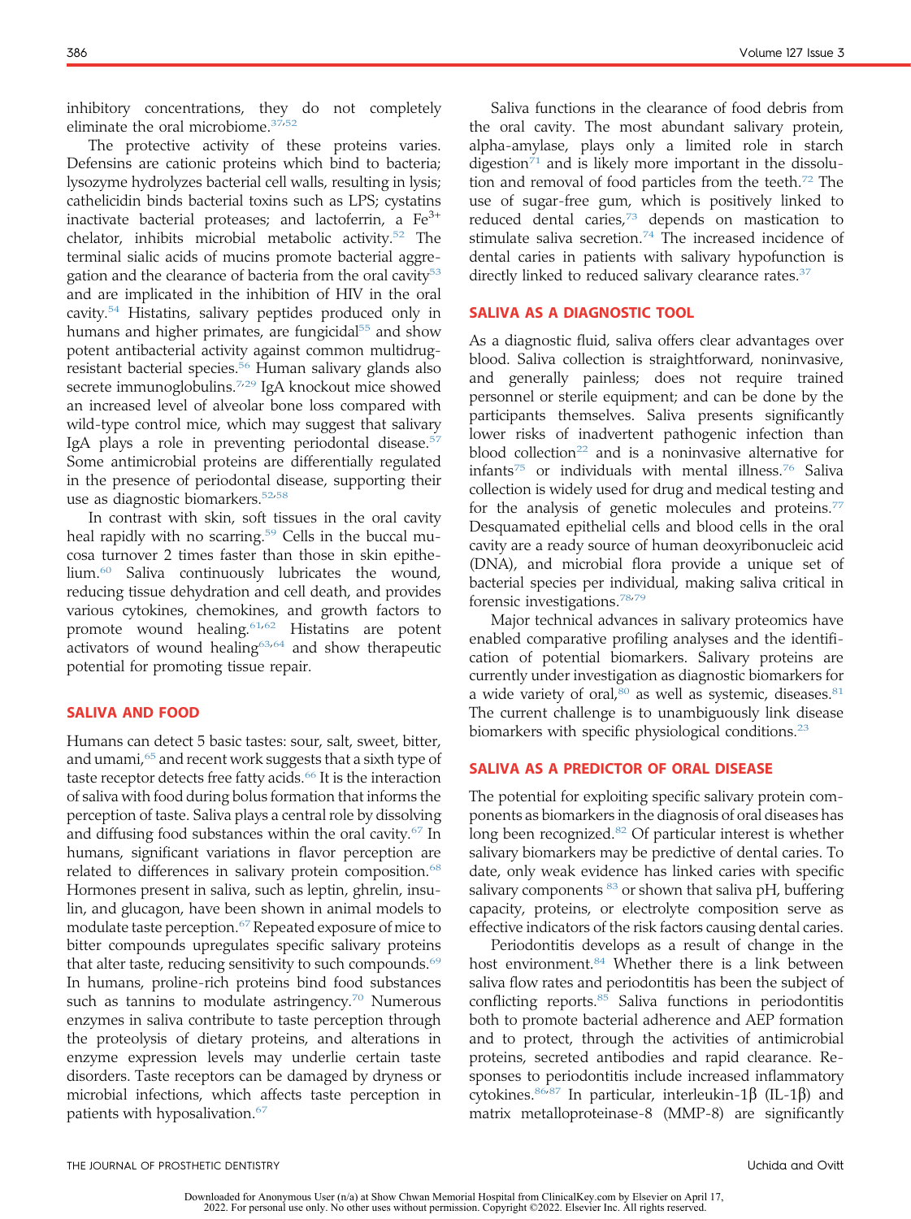inhibitory concentrations, they do not completely eliminate the oral microbiome.[37,52]

The protective activity of these proteins varies. Defensins are cationic proteins which bind to bacteria; lysozyme hydrolyzes bacterial cell walls, resulting in lysis; cathelicidin binds bacterial toxins such as LPS; cystatins inactivate bacterial proteases; and lactoferrin, a $Fe^{3+}$ chelator, inhibits microbial metabolic activity.[52] The terminal sialic acids of mucins promote bacterial aggregation and the clearance of bacteria from the oral cavity[53] and are implicated in the inhibition of HIV in the oral cavity.[54] Histatins, salivary peptides produced only in humans and higher primates, are fungicidal[55] and show potent antibacterial activity against common multidrug-resistant bacterial species.[56] Human salivary glands also secrete immunoglobulins.[7,29] IgA knockout mice showed an increased level of alveolar bone loss compared with wild-type control mice, which may suggest that salivary IgA plays a role in preventing periodontal disease.[57] Some antimicrobial proteins are differentially regulated in the presence of periodontal disease, supporting their use as diagnostic biomarkers.[52,58]

In contrast with skin, soft tissues in the oral cavity heal rapidly with no scarring.[59] Cells in the buccal mucosa turnover 2 times faster than those in skin epithelium.[60] Saliva continuously lubricates the wound, reducing tissue dehydration and cell death, and provides various cytokines, chemokines, and growth factors to promote wound healing.[61,62] Histatins are potent activators of wound healing[63,64] and show therapeutic potential for promoting tissue repair.

## SALIVA AND FOOD

Humans can detect 5 basic tastes: sour, salt, sweet, bitter, and umami,[65] and recent work suggests that a sixth type of taste receptor detects free fatty acids.[66] It is the interaction of saliva with food during bolus formation that informs the perception of taste. Saliva plays a central role by dissolving and diffusing food substances within the oral cavity.[67] In humans, significant variations in flavor perception are related to differences in salivary protein composition.[68] Hormones present in saliva, such as leptin, ghrelin, insulin, and glucagon, have been shown in animal models to modulate taste perception.[67] Repeated exposure of mice to bitter compounds upregulates specific salivary proteins that alter taste, reducing sensitivity to such compounds.[69] In humans, proline-rich proteins bind food substances such as tannins to modulate astringency.[70] Numerous enzymes in saliva contribute to taste perception through the proteolysis of dietary proteins, and alterations in enzyme expression levels may underlie certain taste disorders. Taste receptors can be damaged by dryness or microbial infections, which affects taste perception in patients with hyposalivation.[67]

Saliva functions in the clearance of food debris from the oral cavity. The most abundant salivary protein, alpha-amylase, plays only a limited role in starch digestion[71] and is likely more important in the dissolution and removal of food particles from the teeth.[72] The use of sugar-free gum, which is positively linked to reduced dental caries,[73] depends on mastication to stimulate saliva secretion.[74] The increased incidence of dental caries in patients with salivary hypofunction is directly linked to reduced salivary clearance rates.[37]

## SALIVA AS A DIAGNOSTIC TOOL

As a diagnostic fluid, saliva offers clear advantages over blood. Saliva collection is straightforward, noninvasive, and generally painless; does not require trained personnel or sterile equipment; and can be done by the participants themselves. Saliva presents significantly lower risks of inadvertent pathogenic infection than blood collection[22] and is a noninvasive alternative for infants[75] or individuals with mental illness.[76] Saliva collection is widely used for drug and medical testing and for the analysis of genetic molecules and proteins.[77] Desquamated epithelial cells and blood cells in the oral cavity are a ready source of human deoxyribonucleic acid (DNA), and microbial flora provide a unique set of bacterial species per individual, making saliva critical in forensic investigations.[78,79]

Major technical advances in salivary proteomics have enabled comparative profiling analyses and the identification of potential biomarkers. Salivary proteins are currently under investigation as diagnostic biomarkers for a wide variety of oral,[80] as well as systemic, diseases.[81] The current challenge is to unambiguously link disease biomarkers with specific physiological conditions.[23]

## SALIVA AS A PREDICTOR OF ORAL DISEASE

The potential for exploiting specific salivary protein components as biomarkers in the diagnosis of oral diseases has long been recognized.[82] Of particular interest is whether salivary biomarkers may be predictive of dental caries. To date, only weak evidence has linked caries with specific salivary components [83] or shown that saliva pH, buffering capacity, proteins, or electrolyte composition serve as effective indicators of the risk factors causing dental caries.

Periodontitis develops as a result of change in the host environment.[84] Whether there is a link between saliva flow rates and periodontitis has been the subject of conflicting reports.[85] Saliva functions in periodontitis both to promote bacterial adherence and AEP formation and to protect, through the activities of antimicrobial proteins, secreted antibodies and rapid clearance. Responses to periodontitis include increased inflammatory cytokines.[86,87] In particular, interleukin-1β (IL-1β) and matrix metalloproteinase-8 (MMP-8) are significantly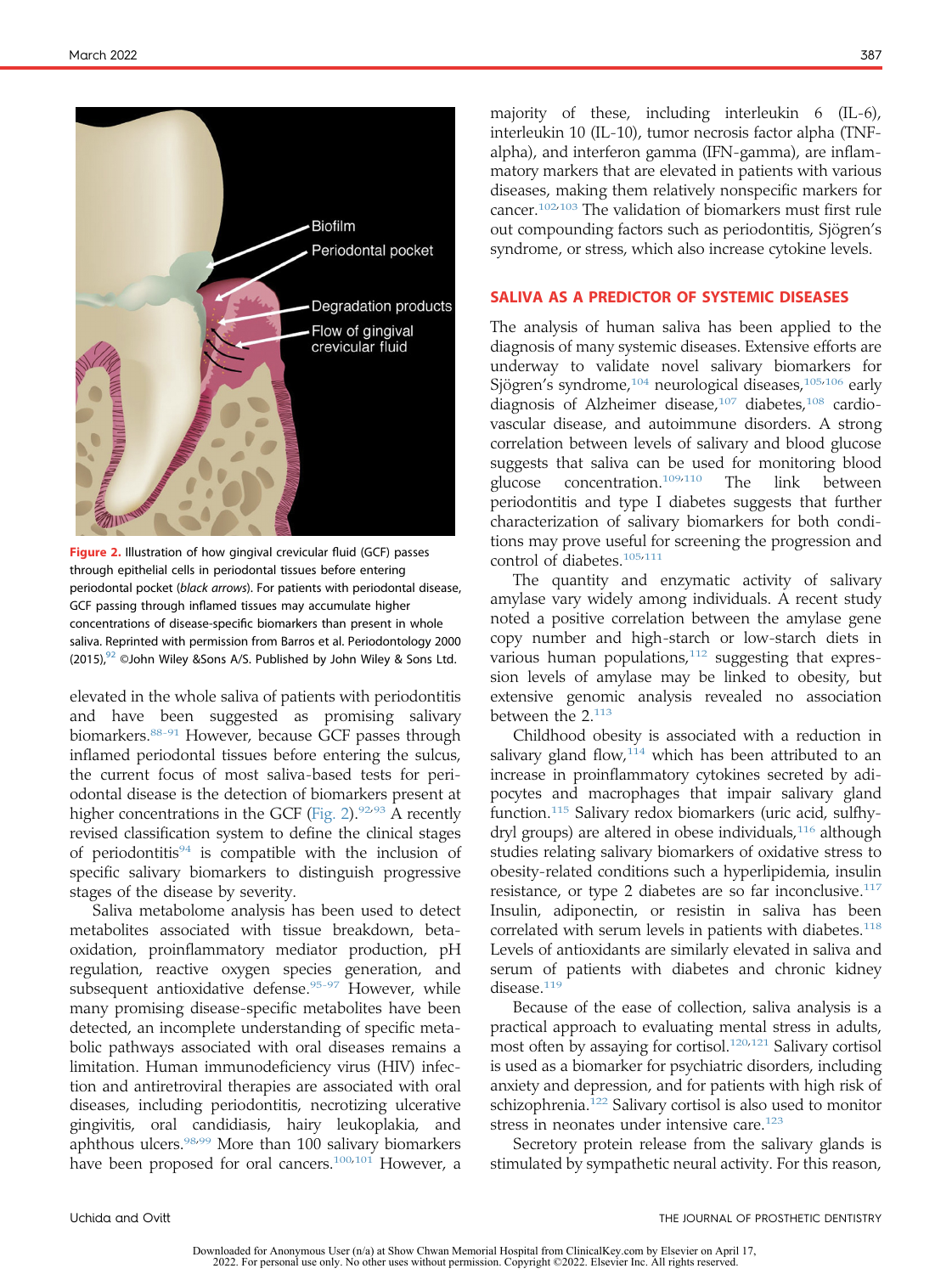Figure 2. Illustration of how gingival crevicular fluid (GCF) passes through epithelial cells in periodontal tissues before entering periodontal pocket (*black arrows*). For patients with periodontal disease, GCF passing through inflamed tissues may accumulate higher concentrations of disease-specific biomarkers than present in whole saliva. Reprinted with permission from Barros et al. Periodontology 2000 (2015),[92] ©John Wiley &Sons A/S. Published by John Wiley & Sons Ltd.

elevated in the whole saliva of patients with periodontitis and have been suggested as promising salivary biomarkers.[88-91] However, because GCF passes through inflamed periodontal tissues before entering the sulcus, the current focus of most saliva-based tests for periodontal disease is the detection of biomarkers present at higher concentrations in the GCF (Fig. 2).[92,93] A recently revised classification system to define the clinical stages of periodontitis[94] is compatible with the inclusion of specific salivary biomarkers to distinguish progressive stages of the disease by severity.

Saliva metabolome analysis has been used to detect metabolites associated with tissue breakdown, beta-oxidation, proinflammatory mediator production, pH regulation, reactive oxygen species generation, and subsequent antioxidative defense.[95-97] However, while many promising disease-specific metabolites have been detected, an incomplete understanding of specific metabolic pathways associated with oral diseases remains a limitation. Human immunodeficiency virus (HIV) infection and antiretroviral therapies are associated with oral diseases, including periodontitis, necrotizing ulcerative gingivitis, oral candidiasis, hairy leukoplakia, and aphthous ulcers.[98,99] More than 100 salivary biomarkers have been proposed for oral cancers.[100,101] However, a majority of these, including interleukin 6 (IL-6), interleukin 10 (IL-10), tumor necrosis factor alpha (TNF-alpha), and interferon gamma (IFN-gamma), are inflammatory markers that are elevated in patients with various diseases, making them relatively nonspecific markers for cancer.[102,103] The validation of biomarkers must first rule out compounding factors such as periodontitis, Sjögren's syndrome, or stress, which also increase cytokine levels.

## SALIVA AS A PREDICTOR OF SYSTEMIC DISEASES

The analysis of human saliva has been applied to the diagnosis of many systemic diseases. Extensive efforts are underway to validate novel salivary biomarkers for Sjögren's syndrome,[104] neurological diseases,[105,106] early diagnosis of Alzheimer disease,[107] diabetes,[108] cardiovascular disease, and autoimmune disorders. A strong correlation between levels of salivary and blood glucose suggests that saliva can be used for monitoring blood glucose concentration.[109,110] The link between periodontitis and type I diabetes suggests that further characterization of salivary biomarkers for both conditions may prove useful for screening the progression and control of diabetes.[105,111]

The quantity and enzymatic activity of salivary amylase vary widely among individuals. A recent study noted a positive correlation between the amylase gene copy number and high-starch or low-starch diets in various human populations,[112] suggesting that expression levels of amylase may be linked to obesity, but extensive genomic analysis revealed no association between the 2.[113]

Childhood obesity is associated with a reduction in salivary gland flow,[114] which has been attributed to an increase in proinflammatory cytokines secreted by adipocytes and macrophages that impair salivary gland function.[115] Salivary redox biomarkers (uric acid, sulfhydryl groups) are altered in obese individuals,[116] although studies relating salivary biomarkers of oxidative stress to obesity-related conditions such a hyperlipidemia, insulin resistance, or type 2 diabetes are so far inconclusive.[117] Insulin, adiponectin, or resistin in saliva has been correlated with serum levels in patients with diabetes.[118] Levels of antioxidants are similarly elevated in saliva and serum of patients with diabetes and chronic kidney disease.[119]

Because of the ease of collection, saliva analysis is a practical approach to evaluating mental stress in adults, most often by assaying for cortisol.[120,121] Salivary cortisol is used as a biomarker for psychiatric disorders, including anxiety and depression, and for patients with high risk of schizophrenia.[122] Salivary cortisol is also used to monitor stress in neonates under intensive care.[123]

Secretory protein release from the salivary glands is stimulated by sympathetic neural activity. For this reason,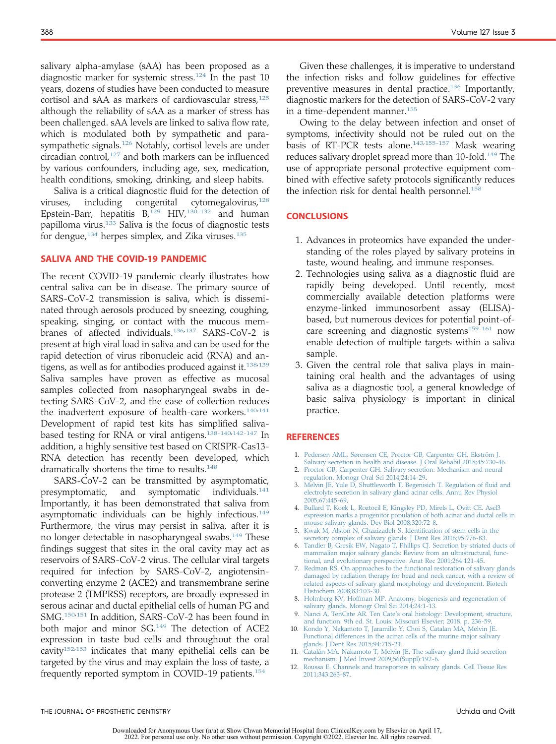salivary alpha-amylase (sAA) has been proposed as a diagnostic marker for systemic stress.[124] In the past 10 years, dozens of studies have been conducted to measure cortisol and sAA as markers of cardiovascular stress,[125] although the reliability of sAA as a marker of stress has been challenged. sAA levels are linked to saliva flow rate, which is modulated both by sympathetic and parasympathetic signals.[126] Notably, cortisol levels are under circadian control,[127] and both markers can be influenced by various confounders, including age, sex, medication, health conditions, smoking, drinking, and sleep habits.

Saliva is a critical diagnostic fluid for the detection of viruses, including congenital cytomegalovirus,[128] Epstein-Barr, hepatitis B,[129] HIV,[130-132] and human papilloma virus.[133] Saliva is the focus of diagnostic tests for dengue,[134] herpes simplex, and Zika viruses.[135]

## SALIVA AND THE COVID-19 PANDEMIC

The recent COVID-19 pandemic clearly illustrates how central saliva can be in disease. The primary source of SARS-CoV-2 transmission is saliva, which is disseminated through aerosols produced by sneezing, coughing, speaking, singing, or contact with the mucous membranes of affected individuals.[136,137] SARS-CoV-2 is present at high viral load in saliva and can be used for the rapid detection of virus ribonucleic acid (RNA) and antigens, as well as for antibodies produced against it.[138,139] Saliva samples have proven as effective as mucosal samples collected from nasopharyngeal swabs in detecting SARS-CoV-2, and the ease of collection reduces the inadvertent exposure of health-care workers.[140,141] Development of rapid test kits has simplified saliva-based testing for RNA or viral antigens.[138-140,142-147] In addition, a highly sensitive test based on CRISPR-Cas13-RNA detection has recently been developed, which dramatically shortens the time to results.[148]

SARS-CoV-2 can be transmitted by asymptomatic, presymptomatic, and symptomatic individuals.[141] Importantly, it has been demonstrated that saliva from asymptomatic individuals can be highly infectious.[149] Furthermore, the virus may persist in saliva, after it is no longer detectable in nasopharyngeal swabs.[149] These findings suggest that sites in the oral cavity may act as reservoirs of SARS-CoV-2 virus. The cellular viral targets required for infection by SARS-CoV-2, angiotensin-converting enzyme 2 (ACE2) and transmembrane serine protease 2 (TMPRSS) receptors, are broadly expressed in serous acinar and ductal epithelial cells of human PG and SMG.[150,151] In addition, SARS-CoV-2 has been found in both major and minor SG.[149] The detection of ACE2 expression in taste bud cells and throughout the oral cavity[152,153] indicates that many epithelial cells can be targeted by the virus and may explain the loss of taste, a frequently reported symptom in COVID-19 patients.[154]

Given these challenges, it is imperative to understand the infection risks and follow guidelines for effective preventive measures in dental practice.[136] Importantly, diagnostic markers for the detection of SARS-CoV-2 vary in a time-dependent manner.[155]

Owing to the delay between infection and onset of symptoms, infectivity should not be ruled out on the basis of RT-PCR tests alone.[143,155-157] Mask wearing reduces salivary droplet spread more than 10-fold.[149] The use of appropriate personal protective equipment combined with effective safety protocols significantly reduces the infection risk for dental health personnel.[158]

## CONCLUSIONS

1. Advances in proteomics have expanded the understanding of the roles played by salivary proteins in taste, wound healing, and immune responses.
2. Technologies using saliva as a diagnostic fluid are rapidly being developed. Until recently, most commercially available detection platforms were enzyme-linked immunosorbent assay (ELISA)-based, but numerous devices for potential point-of-care screening and diagnostic systems[159-161] now enable detection of multiple targets within a saliva sample.
3. Given the central role that saliva plays in maintaining oral health and the advantages of using saliva as a diagnostic tool, a general knowledge of basic saliva physiology is important in clinical practice.

## REFERENCES

1. Pedersen AML, Sørensen CE, Proctor GB, Carpenter GH, Ekström J. Salivary secretion in health and disease. J Oral Rehabil 2018;45:730-46.
2. Proctor GB, Carpenter GH. Salivary secretion: Mechanism and neural regulation. Monogr Oral Sci 2014;24:14-29.
3. Melvin JE, Yule D, Shuttleworth T, Begenisich T. Regulation of fluid and electrolyte secretion in salivary gland acinar cells. Annu Rev Physiol 2005;67:445-69.
4. Bullard T, Koek L, Roztocil E, Kingsley PD, Mirels L, Ovitt CE. Ascl3 expression marks a progenitor population of both acinar and ductal cells in mouse salivary glands. Dev Biol 2008;320:72-8.
5. Kwak M, Alston N, Ghazizadeh S. Identification of stem cells in the secretory complex of salivary glands. J Dent Res 2016;95:776-83.
6. Tandler B, Gresik EW, Nagato T, Phillips CJ. Secretion by striated ducts of mammalian major salivary glands: Review from an ultrastructural, functional, and evolutionary perspective. Anat Rec 2001;264:121-45.
7. Redman RS. On approaches to the functional restoration of salivary glands damaged by radiation therapy for head and neck cancer, with a review of related aspects of salivary gland morphology and development. Biotech Histochem 2008;83:103-30.
8. Holmberg KV, Hoffman MP. Anatomy, biogenesis and regeneration of salivary glands. Monogr Oral Sci 2014;24:1-13.
9. Nanci A, TenCate AR. Ten Cate's oral histology: Development, structure, and function. 9th ed. St. Louis: Missouri Elsevier; 2018. p. 236-59.
10. Kondo Y, Nakamoto T, Jaramillo Y, Choi S, Catalan MA, Melvin JE. Functional differences in the acinar cells of the murine major salivary glands. J Dent Res 2015;94:715-21.
11. Catalán MA, Nakamoto T, Melvin JE. The salivary gland fluid secretion mechanism. J Med Invest 2009;56(Suppl):192-6.
12. Roussa E. Channels and transporters in salivary glands. Cell Tissue Res 2011;343:263-87.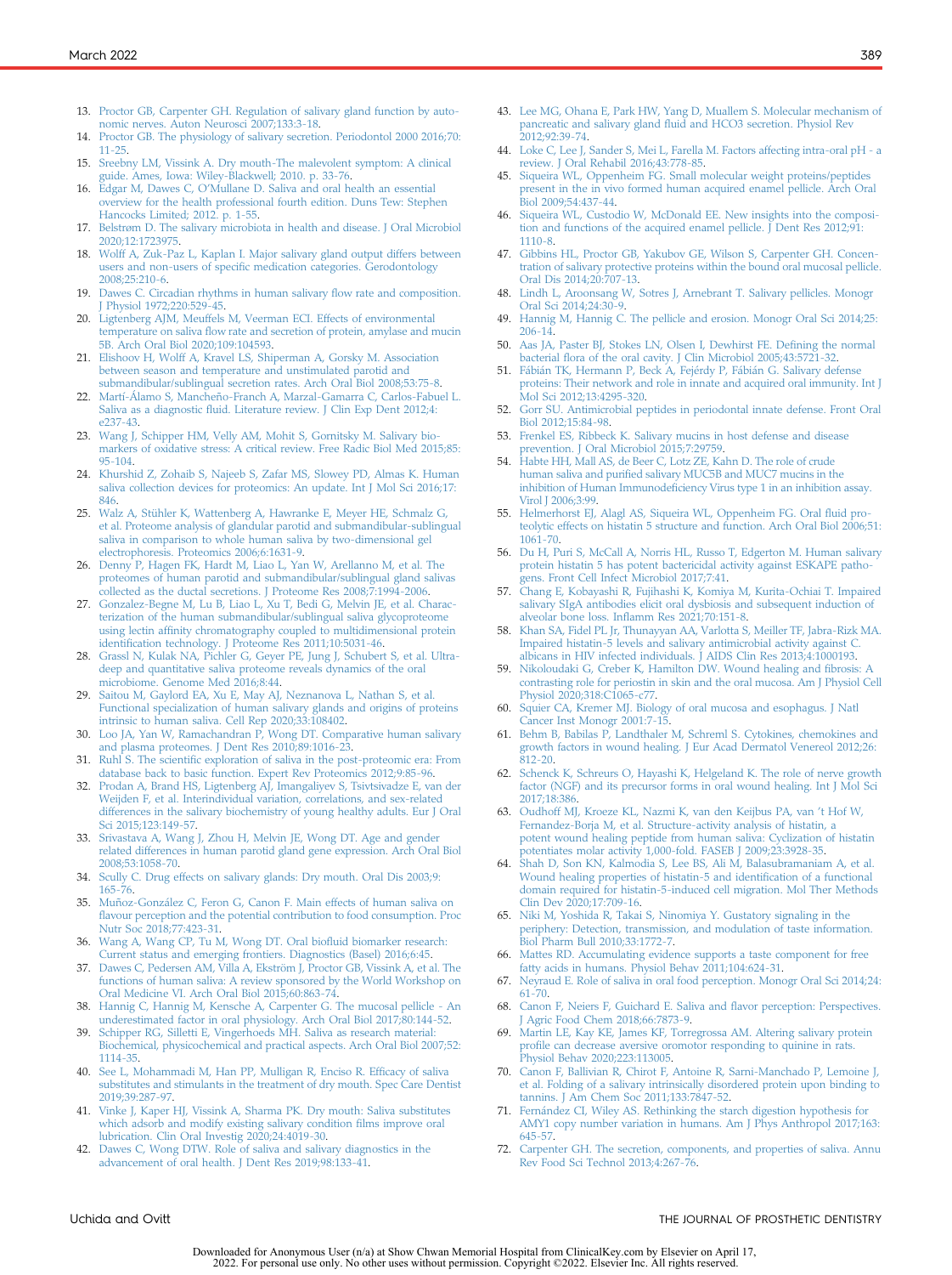13. Proctor GB, Carpenter GH. Regulation of salivary gland function by autonomic nerves. Auton Neurosci 2007;133:3-18.
14. Proctor GB. The physiology of salivary secretion. Periodontol 2000 2016;70:11-25.
15. Sreebny LM, Vissink A. Dry mouth-The malevolent symptom: A clinical guide. Ames, Iowa: Wiley-Blackwell; 2010. p. 33-76.
16. Edgar M, Dawes C, O'Mullane D. Saliva and oral health an essential overview for the health professional fourth edition. Duns Tew: Stephen Hancocks Limited; 2012. p. 1-55.
17. Belstrøm D. The salivary microbiota in health and disease. J Oral Microbiol 2020;12:1723975.
18. Wolff A, Zuk-Paz L, Kaplan I. Major salivary gland output differs between users and non-users of specific medication categories. Gerodontology 2008;25:210-6.
19. Dawes C. Circadian rhythms in human salivary flow rate and composition. J Physiol 1972;220:529-45.
20. Ligtenberg AJM, Meuffels M, Veerman ECI. Effects of environmental temperature on saliva flow rate and secretion of protein, amylase and mucin 5B. Arch Oral Biol 2020;109:104593.
21. Elishoov H, Wolff A, Kravel LS, Shiperman A, Gorsky M. Association between season and temperature and unstimulated parotid and submandibular/sublingual secretion rates. Arch Oral Biol 2008;53:75-8.
22. Martí-Álamo S, Mancheño-Franch A, Marzal-Gamarra C, Carlos-Fabuel L. Saliva as a diagnostic fluid. Literature review. J Clin Exp Dent 2012;4:e237-43.
23. Wang J, Schipper HM, Velly AM, Mohit S, Gornitsky M. Salivary biomarkers of oxidative stress: A critical review. Free Radic Biol Med 2015;85:95-104.
24. Khurshid Z, Zohaib S, Najeeb S, Zafar MS, Slowey PD, Almas K. Human saliva collection devices for proteomics: An update. Int J Mol Sci 2016;17:846.
25. Walz A, Stühler K, Wattenberg A, Hawranke E, Meyer HE, Schmalz G, et al. Proteome analysis of glandular parotid and submandibular-sublingual saliva in comparison to whole human saliva by two-dimensional gel electrophoresis. Proteomics 2006;6:1631-9.
26. Denny P, Hagen FK, Hardt M, Liao L, Yan W, Arellanno M, et al. The proteomes of human parotid and submandibular/sublingual gland salivas collected as the ductal secretions. J Proteome Res 2008;7:1994-2006.
27. Gonzalez-Begne M, Lu B, Liao L, Xu T, Bedi G, Melvin JE, et al. Characterization of the human submandibular/sublingual saliva glycoproteome using lectin affinity chromatography coupled to multidimensional protein identification technology. J Proteome Res 2011;10:5031-46.
28. Grassl N, Kulak NA, Pichler G, Geyer PE, Jung J, Schubert S, et al. Ultra-deep and quantitative saliva proteome reveals dynamics of the oral microbiome. Genome Med 2016;8:44.
29. Saitou M, Gaylord EA, Xu E, May AJ, Neznanova L, Nathan S, et al. Functional specialization of human salivary glands and origins of proteins intrinsic to human saliva. Cell Rep 2020;33:108402.
30. Loo JA, Yan W, Ramachandran P, Wong DT. Comparative human salivary and plasma proteomes. J Dent Res 2010;89:1016-23.
31. Ruhl S. The scientific exploration of saliva in the post-proteomic era: From database back to basic function. Expert Rev Proteomics 2012;9:85-96.
32. Prodan A, Brand HS, Ligtenberg AJ, Imangaliyev S, Tsivtsivadze E, van der Weijden F, et al. Interindividual variation, correlations, and sex-related differences in the salivary biochemistry of young healthy adults. Eur J Oral Sci 2015;123:149-57.
33. Srivastava A, Wang J, Zhou H, Melvin JE, Wong DT. Age and gender related differences in human parotid gland gene expression. Arch Oral Biol 2008;53:1058-70.
34. Scully C. Drug effects on salivary glands: Dry mouth. Oral Dis 2003;9:165-76.
35. Muñoz-González C, Feron G, Canon F. Main effects of human saliva on flavour perception and the potential contribution to food consumption. Proc Nutr Soc 2018;77:423-31.
36. Wang A, Wang CP, Tu M, Wong DT. Oral biofluid biomarker research: Current status and emerging frontiers. Diagnostics (Basel) 2016;6:45.
37. Dawes C, Pedersen AM, Villa A, Ekström J, Proctor GB, Vissink A, et al. The functions of human saliva: A review sponsored by the World Workshop on Oral Medicine VI. Arch Oral Biol 2015;60:863-74.
38. Hannig C, Hannig M, Kensche A, Carpenter G. The mucosal pellicle - An underestimated factor in oral physiology. Arch Oral Biol 2017;80:144-52.
39. Schipper RG, Silletti E, Vingerhoeds MH. Saliva as research material: Biochemical, physicochemical and practical aspects. Arch Oral Biol 2007;52:1114-35.
40. See L, Mohammadi M, Han PP, Mulligan R, Enciso R. Efficacy of saliva substitutes and stimulants in the treatment of dry mouth. Spec Care Dentist 2019;39:287-97.
41. Vinke J, Kaper HJ, Vissink A, Sharma PK. Dry mouth: Saliva substitutes which adsorb and modify existing salivary condition films improve oral lubrication. Clin Oral Investig 2020;24:4019-30.
42. Dawes C, Wong DTW. Role of saliva and salivary diagnostics in the advancement of oral health. J Dent Res 2019;98:133-41.
43. Lee MG, Ohana E, Park HW, Yang D, Muallem S. Molecular mechanism of pancreatic and salivary gland fluid and HCO3 secretion. Physiol Rev 2012;92:39-74.
44. Loke C, Lee J, Sander S, Mei L, Farella M. Factors affecting intra-oral pH - a review. J Oral Rehabil 2016;43:778-85.
45. Siqueira WL, Oppenheim FG. Small molecular weight proteins/peptides present in the in vivo formed human acquired enamel pellicle. Arch Oral Biol 2009;54:437-44.
46. Siqueira WL, Custodio W, McDonald EE. New insights into the composition and functions of the acquired enamel pellicle. J Dent Res 2012;91:1110-8.
47. Gibbins HL, Proctor GB, Yakubov GE, Wilson S, Carpenter GH. Concentration of salivary protective proteins within the bound oral mucosal pellicle. Oral Dis 2014;20:707-13.
48. Lindh L, Aroonsang W, Sotres J, Arnebrant T. Salivary pellicles. Monogr Oral Sci 2014;24:30-9.
49. Hannig M, Hannig C. The pellicle and erosion. Monogr Oral Sci 2014;25:206-14.
50. Aas JA, Paster BJ, Stokes LN, Olsen I, Dewhirst FE. Defining the normal bacterial flora of the oral cavity. J Clin Microbiol 2005;43:5721-32.
51. Fábián TK, Hermann P, Beck A, Fejérdy P, Fábián G. Salivary defense proteins: Their network and role in innate and acquired oral immunity. Int J Mol Sci 2012;13:4295-320.
52. Gorr SU. Antimicrobial peptides in periodontal innate defense. Front Oral Biol 2012;15:84-98.
53. Frenkel ES, Ribbeck K. Salivary mucins in host defense and disease prevention. J Oral Microbiol 2015;7:29759.
54. Habte HH, Mall AS, de Beer C, Lotz ZE, Kahn D. The role of crude human saliva and purified salivary MUC5B and MUC7 mucins in the inhibition of Human Immunodeficiency Virus type 1 in an inhibition assay. Virol J 2006;3:99.
55. Helmerhorst EJ, Alagl AS, Siqueira WL, Oppenheim FG. Oral fluid proteolytic effects on histatin 5 structure and function. Arch Oral Biol 2006;51:1061-70.
56. Du H, Puri S, McCall A, Norris HL, Russo T, Edgerton M. Human salivary protein histatin 5 has potent bactericidal activity against ESKAPE pathogens. Front Cell Infect Microbiol 2017;7:41.
57. Chang E, Kobayashi R, Fujihashi K, Komiya M, Kurita-Ochiai T. Impaired salivary SIgA antibodies elicit oral dysbiosis and subsequent induction of alveolar bone loss. Inflamm Res 2021;70:151-8.
58. Khan SA, Fidel PL Jr, Thunayyan AA, Varlotta S, Meiller TF, Jabra-Rizk MA. Impaired histatin-5 levels and salivary antimicrobial activity against C. albicans in HIV infected individuals. J AIDS Clin Res 2013;4:1000193.
59. Nikoloudaki G, Creber K, Hamilton DW. Wound healing and fibrosis: A contrasting role for periostin in skin and the oral mucosa. Am J Physiol Cell Physiol 2020;318:C1065-c77.
60. Squier CA, Kremer MJ. Biology of oral mucosa and esophagus. J Natl Cancer Inst Monogr 2001:7-15.
61. Behm B, Babilas P, Landthaler M, Schreml S. Cytokines, chemokines and growth factors in wound healing. J Eur Acad Dermatol Venereol 2012;26:812-20.
62. Schenck K, Schreurs O, Hayashi K, Helgeland K. The role of nerve growth factor (NGF) and its precursor forms in oral wound healing. Int J Mol Sci 2017;18:386.
63. Oudhoff MJ, Kroeze KL, Nazmi K, van den Keijbus PA, van 't Hof W, Fernandez-Borja M, et al. Structure-activity analysis of histatin, a potent wound healing peptide from human saliva: Cyclization of histatin potentiates molar activity 1,000-fold. FASEB J 2009;23:3928-35.
64. Shah D, Son KN, Kalmodia S, Lee BS, Ali M, Balasubramaniam A, et al. Wound healing properties of histatin-5 and identification of a functional domain required for histatin-5-induced cell migration. Mol Ther Methods Clin Dev 2020;17:709-16.
65. Niki M, Yoshida R, Takai S, Ninomiya Y. Gustatory signaling in the periphery: Detection, transmission, and modulation of taste information. Biol Pharm Bull 2010;33:1772-7.
66. Mattes RD. Accumulating evidence supports a taste component for free fatty acids in humans. Physiol Behav 2011;104:624-31.
67. Neyraud E. Role of saliva in oral food perception. Monogr Oral Sci 2014;24:61-70.
68. Canon F, Neiers F, Guichard E. Saliva and flavor perception: Perspectives. J Agric Food Chem 2018;66:7873-9.
69. Martin LE, Kay KE, James KF, Torregrossa AM. Altering salivary protein profile can decrease aversive oromotor responding to quinine in rats. Physiol Behav 2020;223:113005.
70. Canon F, Ballivian R, Chirot F, Antoine R, Sarni-Manchado P, Lemoine J, et al. Folding of a salivary intrinsically disordered protein upon binding to tannins. J Am Chem Soc 2011;133:7847-52.
71. Fernández CI, Wiley AS. Rethinking the starch digestion hypothesis for AMY1 copy number variation in humans. Am J Phys Anthropol 2017;163:645-57.
72. Carpenter GH. The secretion, components, and properties of saliva. Annu Rev Food Sci Technol 2013;4:267-76.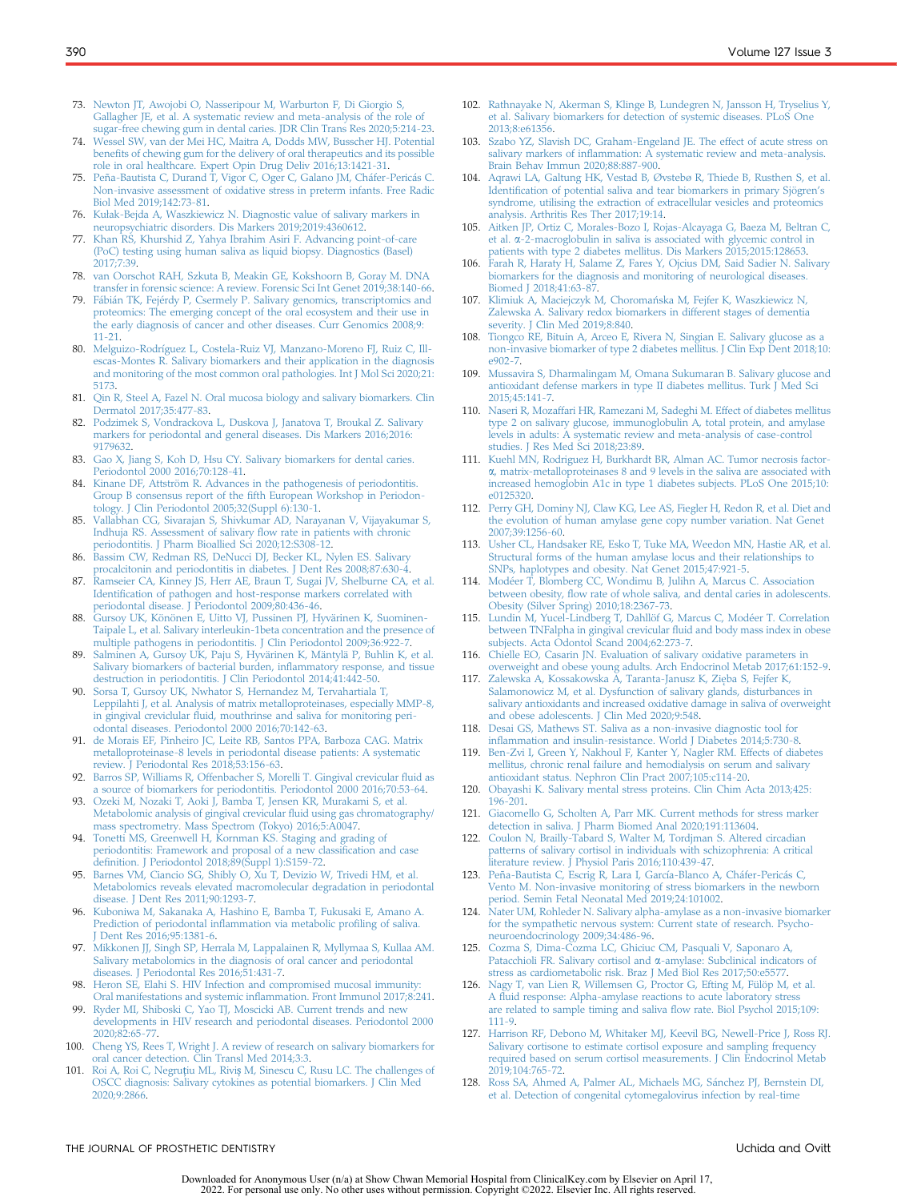73. Newton JT, Awojobi O, Nasseripour M, Warburton F, Di Giorgio S, Gallagher JE, et al. A systematic review and meta-analysis of the role of sugar-free chewing gum in dental caries. JDR Clin Trans Res 2020;5:214-23.
74. Wessel SW, van der Mei HC, Maitra A, Dodds MW, Busscher HJ. Potential benefits of chewing gum for the delivery of oral therapeutics and its possible role in oral healthcare. Expert Opin Drug Deliv 2016;13:1421-31.
75. Peña-Bautista C, Durand T, Vigor C, Oger C, Galano JM, Cháfer-Pericás C. Non-invasive assessment of oxidative stress in preterm infants. Free Radic Biol Med 2019;142:73-81.
76. Kułak-Bejda A, Waszkiewicz N. Diagnostic value of salivary markers in neuropsychiatric disorders. Dis Markers 2019;2019:4360612.
77. Khan RS, Khurshid Z, Yahya Ibrahim Asiri F. Advancing point-of-care (PoC) testing using human saliva as liquid biopsy. Diagnostics (Basel) 2017;7:39.
78. van Oorschot RAH, Szkuta B, Meakin GE, Kokshoorn B, Goray M. DNA transfer in forensic science: A review. Forensic Sci Int Genet 2019;38:140-66.
79. Fábián TK, Fejérdy P, Csermely P. Salivary genomics, transcriptomics and proteomics: The emerging concept of the oral ecosystem and their use in the early diagnosis of cancer and other diseases. Curr Genomics 2008;9:11-21.
80. Melguizo-Rodríguez L, Costela-Ruiz VJ, Manzano-Moreno FJ, Ruiz C, Illescas-Montes R. Salivary biomarkers and their application in the diagnosis and monitoring of the most common oral pathologies. Int J Mol Sci 2020;21:5173.
81. Qin R, Steel A, Fazel N. Oral mucosa biology and salivary biomarkers. Clin Dermatol 2017;35:477-83.
82. Podzimek S, Vondrackova L, Duskova J, Janatova T, Broukal Z. Salivary markers for periodontal and general diseases. Dis Markers 2016;2016:9179632.
83. Gao X, Jiang S, Koh D, Hsu CY. Salivary biomarkers for dental caries. Periodontol 2000 2016;70:128-41.
84. Kinane DF, Attström R. Advances in the pathogenesis of periodontitis. Group B consensus report of the fifth European Workshop in Periodontology. J Clin Periodontol 2005;32(Suppl 6):130-1.
85. Vallabhan CG, Sivarajan S, Shivkumar AD, Narayanan V, Vijayakumar S, Indhuja RS. Assessment of salivary flow rate in patients with chronic periodontitis. J Pharm Bioallied Sci 2020;12:S308-12.
86. Bassim CW, Redman RS, DeNucci DJ, Becker KL, Nylen ES. Salivary procalcitonin and periodontitis in diabetes. J Dent Res 2008;87:630-4.
87. Ramseier CA, Kinney JS, Herr AE, Braun T, Sugai JV, Shelburne CA, et al. Identification of pathogen and host-response markers correlated with periodontal disease. J Periodontol 2009;80:436-46.
88. Gursoy UK, Könönen E, Uitto VJ, Pussinen PJ, Hyvärinen K, Suominen-Taipale L, et al. Salivary interleukin-1beta concentration and the presence of multiple pathogens in periodontitis. J Clin Periodontol 2009;36:922-7.
89. Salminen A, Gursoy UK, Paju S, Hyvärinen K, Mäntylä P, Buhlin K, et al. Salivary biomarkers of bacterial burden, inflammatory response, and tissue destruction in periodontitis. J Clin Periodontol 2014;41:442-50.
90. Sorsa T, Gursoy UK, Nwhator S, Hernandez M, Tervahartiala T, Leppilahti J, et al. Analysis of matrix metalloproteinases, especially MMP-8, in gingival creviclular fluid, mouthrinse and saliva for monitoring periodontal diseases. Periodontol 2000 2016;70:142-63.
91. de Morais EF, Pinheiro JC, Leite RB, Santos PPA, Barboza CAG. Matrix metalloproteinase-8 levels in periodontal disease patients: A systematic review. J Periodontal Res 2018;53:156-63.
92. Barros SP, Williams R, Offenbacher S, Morelli T. Gingival crevicular fluid as a source of biomarkers for periodontitis. Periodontol 2000 2016;70:53-64.
93. Ozeki M, Nozaki T, Aoki J, Bamba T, Jensen KR, Murakami S, et al. Metabolomic analysis of gingival crevicular fluid using gas chromatography/mass spectrometry. Mass Spectrom (Tokyo) 2016;5:A0047.
94. Tonetti MS, Greenwell H, Kornman KS. Staging and grading of periodontitis: Framework and proposal of a new classification and case definition. J Periodontol 2018;89(Suppl 1):S159-72.
95. Barnes VM, Ciancio SG, Shibly O, Xu T, Devizio W, Trivedi HM, et al. Metabolomics reveals elevated macromolecular degradation in periodontal disease. J Dent Res 2011;90:1293-7.
96. Kuboniwa M, Sakanaka A, Hashino E, Bamba T, Fukusaki E, Amano A. Prediction of periodontal inflammation via metabolic profiling of saliva. J Dent Res 2016;95:1381-6.
97. Mikkonen JJ, Singh SP, Herrala M, Lappalainen R, Myllymaa S, Kullaa AM. Salivary metabolomics in the diagnosis of oral cancer and periodontal diseases. J Periodontal Res 2016;51:431-7.
98. Heron SE, Elahi S. HIV Infection and compromised mucosal immunity: Oral manifestations and systemic inflammation. Front Immunol 2017;8:241.
99. Ryder MI, Shiboski C, Yao TJ, Moscicki AB. Current trends and new developments in HIV research and periodontal diseases. Periodontol 2000 2020;82:65-77.
100. Cheng YS, Rees T, Wright J. A review of research on salivary biomarkers for oral cancer detection. Clin Transl Med 2014;3:3.
101. Roi A, Roi C, Negruțiu ML, Riviș M, Sinescu C, Rusu LC. The challenges of OSCC diagnosis: Salivary cytokines as potential biomarkers. J Clin Med 2020;9:2866.
102. Rathnayake N, Akerman S, Klinge B, Lundegren N, Jansson H, Tryselius Y, et al. Salivary biomarkers for detection of systemic diseases. PLoS One 2013;8:e61356.
103. Szabo YZ, Slavish DC, Graham-Engeland JE. The effect of acute stress on salivary markers of inflammation: A systematic review and meta-analysis. Brain Behav Immun 2020;88:887-900.
104. Aqrawi LA, Galtung HK, Vestad B, Øvstebø R, Thiede B, Rusthen S, et al. Identification of potential saliva and tear biomarkers in primary Sjögren's syndrome, utilising the extraction of extracellular vesicles and proteomics analysis. Arthritis Res Ther 2017;19:14.
105. Aitken JP, Ortiz C, Morales-Bozo I, Rojas-Alcayaga G, Baeza M, Beltran C, et al. α-2-macroglobulin in saliva is associated with glycemic control in patients with type 2 diabetes mellitus. Dis Markers 2015;2015:128653.
106. Farah R, Haraty H, Salame Z, Fares Y, Ojcius DM, Said Sadier N. Salivary biomarkers for the diagnosis and monitoring of neurological diseases. Biomed J 2018;41:63-87.
107. Klimiuk A, Maciejczyk M, Choromańska M, Fejfer K, Waszkiewicz N, Zalewska A. Salivary redox biomarkers in different stages of dementia severity. J Clin Med 2019;8:840.
108. Tiongco RE, Bituin A, Arceo E, Rivera N, Singian E. Salivary glucose as a non-invasive biomarker of type 2 diabetes mellitus. J Clin Exp Dent 2018;10:e902-7.
109. Mussavira S, Dharmalingam M, Omana Sukumaran B. Salivary glucose and antioxidant defense markers in type II diabetes mellitus. Turk J Med Sci 2015;45:141-7.
110. Naseri R, Mozaffari HR, Ramezani M, Sadeghi M. Effect of diabetes mellitus type 2 on salivary glucose, immunoglobulin A, total protein, and amylase levels in adults: A systematic review and meta-analysis of case-control studies. J Res Med Sci 2018;23:89.
111. Kuehl MN, Rodriguez H, Burkhardt BR, Alman AC. Tumor necrosis factor-α, matrix-metalloproteinases 8 and 9 levels in the saliva are associated with increased hemoglobin A1c in type 1 diabetes subjects. PLoS One 2015;10:e0125320.
112. Perry GH, Dominy NJ, Claw KG, Lee AS, Fiegler H, Redon R, et al. Diet and the evolution of human amylase gene copy number variation. Nat Genet 2007;39:1256-60.
113. Usher CL, Handsaker RE, Esko T, Tuke MA, Weedon MN, Hastie AR, et al. Structural forms of the human amylase locus and their relationships to SNPs, haplotypes and obesity. Nat Genet 2015;47:921-5.
114. Modéer T, Blomberg CC, Wondimu B, Julihn A, Marcus C. Association between obesity, flow rate of whole saliva, and dental caries in adolescents. Obesity (Silver Spring) 2010;18:2367-73.
115. Lundin M, Yucel-Lindberg T, Dahllöf G, Marcus C, Modéer T. Correlation between TNFalpha in gingival crevicular fluid and body mass index in obese subjects. Acta Odontol Scand 2004;62:273-7.
116. Chielle EO, Casarin JN. Evaluation of salivary oxidative parameters in overweight and obese young adults. Arch Endocrinol Metab 2017;61:152-9.
117. Zalewska A, Kossakowska A, Taranta-Janusz K, Zięba S, Fejfer K, Salamonowicz M, et al. Dysfunction of salivary glands, disturbances in salivary antioxidants and increased oxidative damage in saliva of overweight and obese adolescents. J Clin Med 2020;9:548.
118. Desai GS, Mathews ST. Saliva as a non-invasive diagnostic tool for inflammation and insulin-resistance. World J Diabetes 2014;5:730-8.
119. Ben-Zvi I, Green Y, Nakhoul F, Kanter Y, Nagler RM. Effects of diabetes mellitus, chronic renal failure and hemodialysis on serum and salivary antioxidant status. Nephron Clin Pract 2007;105:c114-20.
120. Obayashi K. Salivary mental stress proteins. Clin Chim Acta 2013;425:196-201.
121. Giacomello G, Scholten A, Parr MK. Current methods for stress marker detection in saliva. J Pharm Biomed Anal 2020;191:113604.
122. Coulon N, Brailly-Tabard S, Walter M, Tordjman S. Altered circadian patterns of salivary cortisol in individuals with schizophrenia: A critical literature review. J Physiol Paris 2016;110:439-47.
123. Peña-Bautista C, Escrig R, Lara I, García-Blanco A, Cháfer-Pericás C, Vento M. Non-invasive monitoring of stress biomarkers in the newborn period. Semin Fetal Neonatal Med 2019;24:101002.
124. Nater UM, Rohleder N. Salivary alpha-amylase as a non-invasive biomarker for the sympathetic nervous system: Current state of research. Psychoneuroendocrinology 2009;34:486-96.
125. Cozma S, Dima-Cozma LC, Ghiciuc CM, Pasquali V, Saponaro A, Patacchioli FR. Salivary cortisol and α-amylase: Subclinical indicators of stress as cardiometabolic risk. Braz J Med Biol Res 2017;50:e5577.
126. Nagy T, van Lien R, Willemsen G, Proctor G, Efting M, Fülöp M, et al. A fluid response: Alpha-amylase reactions to acute laboratory stress are related to sample timing and saliva flow rate. Biol Psychol 2015;109:111-9.
127. Harrison RF, Debono M, Whitaker MJ, Keevil BG, Newell-Price J, Ross RJ. Salivary cortisone to estimate cortisol exposure and sampling frequency required based on serum cortisol measurements. J Clin Endocrinol Metab 2019;104:765-72.
128. Ross SA, Ahmed A, Palmer AL, Michaels MG, Sánchez PJ, Bernstein DI, et al. Detection of congenital cytomegalovirus infection by real-time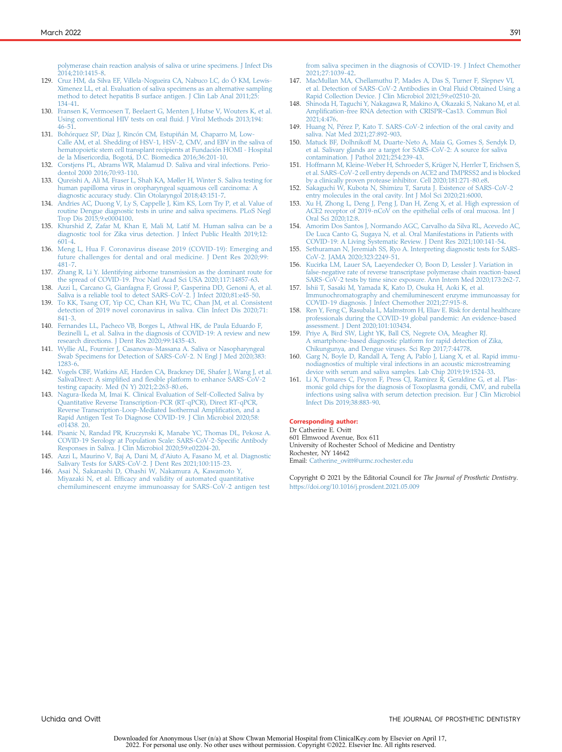polymerase chain reaction analysis of saliva or urine specimens. J Infect Dis 2014;210:1415-8.

129. Cruz HM, da Silva EF, Villela-Nogueira CA, Nabuco LC, do Ó KM, Lewis-Ximenez LL, et al. Evaluation of saliva specimens as an alternative sampling method to detect hepatitis B surface antigen. J Clin Lab Anal 2011;25:134-41.
130. Fransen K, Vermoesen T, Beelaert G, Menten J, Hutse V, Wouters K, et al. Using conventional HIV tests on oral fluid. J Virol Methods 2013;194:46-51.
131. Bohórquez SP, Díaz J, Rincón CM, Estupiñán M, Chaparro M, Low-Calle AM, et al. Shedding of HSV-1, HSV-2, CMV, and EBV in the saliva of hematopoietic stem cell transplant recipients at Fundación HOMI - Hospital de la Misericordia, Bogotá, D.C. Biomedica 2016;36:201-10.
132. Corstjens PL, Abrams WR, Malamud D. Saliva and viral infections. Periodontol 2000 2016;70:93-110.
133. Qureishi A, Ali M, Fraser L, Shah KA, Møller H, Winter S. Saliva testing for human papilloma virus in oropharyngeal squamous cell carcinoma: A diagnostic accuracy study. Clin Otolaryngol 2018;43:151-7.
134. Andries AC, Duong V, Ly S, Cappelle J, Kim KS, Lorn Try P, et al. Value of routine Dengue diagnostic tests in urine and saliva specimens. PLoS Negl Trop Dis 2015;9:e0004100.
135. Khurshid Z, Zafar M, Khan E, Mali M, Latif M. Human saliva can be a diagnostic tool for Zika virus detection. J Infect Public Health 2019;12:601-4.
136. Meng L, Hua F. Coronavirus disease 2019 (COVID-19): Emerging and future challenges for dental and oral medicine. J Dent Res 2020;99:481-7.
137. Zhang R, Li Y. Identifying airborne transmission as the dominant route for the spread of COVID-19. Proc Natl Acad Sci USA 2020;117:14857-63.
138. Azzi L, Carcano G, Gianfagna F, Grossi P, Gasperina DD, Genoni A, et al. Saliva is a reliable tool to detect SARS-CoV-2. J Infect 2020;81:e45-50.
139. To KK, Tsang OT, Yip CC, Chan KH, Wu TC, Chan JM, et al. Consistent detection of 2019 novel coronavirus in saliva. Clin Infect Dis 2020;71:841-3.
140. Fernandes LL, Pacheco VB, Borges L, Athwal HK, de Paula Eduardo F, Bezinelli L, et al. Saliva in the diagnosis of COVID-19: A review and new research directions. J Dent Res 2020;99:1435-43.
141. Wyllie AL, Fournier J, Casanovas-Massana A. Saliva or Nasopharyngeal Swab Specimens for Detection of SARS-CoV-2. N Engl J Med 2020;383:1283-6.
142. Vogels CBF, Watkins AE, Harden CA, Brackney DE, Shafer J, Wang J, et al. SalivaDirect: A simplified and flexible platform to enhance SARS-CoV-2 testing capacity. Med (N Y) 2021;2:263-80.e6.
143. Nagura-Ikeda M, Imai K. Clinical Evaluation of Self-Collected Saliva by Quantitative Reverse Transcription-PCR (RT-qPCR), Direct RT-qPCR, Reverse Transcription-Loop-Mediated Isothermal Amplification, and a Rapid Antigen Test To Diagnose COVID-19. J Clin Microbiol 2020;58: e01438. 20.
144. Pisanic N, Randad PR, Kruczynski K, Manabe YC, Thomas DL, Pekosz A. COVID-19 Serology at Population Scale: SARS-CoV-2-Specific Antibody Responses in Saliva. J Clin Microbiol 2020;59:e02204-20.
145. Azzi L, Maurino V, Baj A, Dani M, d'Aiuto A, Fasano M, et al. Diagnostic Salivary Tests for SARS-CoV-2. J Dent Res 2021;100:115-23.
146. Asai N, Sakanashi D, Ohashi W, Nakamura A, Kawamoto Y, Miyazaki N, et al. Efficacy and validity of automated quantitative chemiluminescent enzyme immunoassay for SARS-CoV-2 antigen test from saliva specimen in the diagnosis of COVID-19. J Infect Chemother 2021;27:1039-42.
147. MacMullan MA, Chellamuthu P, Mades A, Das S, Turner F, Slepnev VI, et al. Detection of SARS-CoV-2 Antibodies in Oral Fluid Obtained Using a Rapid Collection Device. J Clin Microbiol 2021;59:e02510-20.
148. Shinoda H, Taguchi Y, Nakagawa R, Makino A, Okazaki S, Nakano M, et al. Amplification-free RNA detection with CRISPR–Cas13. Commun Biol 2021;4:476.
149. Huang N, Pérez P, Kato T. SARS-CoV-2 infection of the oral cavity and saliva. Nat Med 2021;27:892-903.
150. Matuck BF, Dolhnikoff M, Duarte-Neto A, Maia G, Gomes S, Sendyk D, et al. Salivary glands are a target for SARS-CoV-2: A source for saliva contamination. J Pathol 2021;254:239-43.
151. Hoffmann M, Kleine-Weber H, Schroeder S, Krüger N, Herrler T, Erichsen S, et al. SARS-CoV-2 cell entry depends on ACE2 and TMPRSS2 and is blocked by a clinically proven protease inhibitor. Cell 2020;181:271-80.e8.
152. Sakaguchi W, Kubota N, Shimizu T, Saruta J. Existence of SARS-CoV-2 entry molecules in the oral cavity. Int J Mol Sci 2020;21:6000.
153. Xu H, Zhong L, Deng J, Peng J, Dan H, Zeng X, et al. High expression of ACE2 receptor of 2019-nCoV on the epithelial cells of oral mucosa. Int J Oral Sci 2020;12:8.
154. Amorim Dos Santos J, Normando AGC, Carvalho da Silva RL, Acevedo AC, De Luca Canto G, Sugaya N, et al. Oral Manifestations in Patients with COVID-19: A Living Systematic Review. J Dent Res 2021;100:141-54.
155. Sethuraman N, Jeremiah SS, Ryo A. Interpreting diagnostic tests for SARS-CoV-2. JAMA 2020;323:2249-51.
156. Kucirka LM, Lauer SA, Laeyendecker O, Boon D, Lessler J. Variation in false-negative rate of reverse transcriptase polymerase chain reaction-based SARS-CoV-2 tests by time since exposure. Ann Intern Med 2020;173:262-7.
157. Ishii T, Sasaki M, Yamada K, Kato D, Osuka H, Aoki K, et al. Immunochromatography and chemiluminescent enzyme immunoassay for COVID-19 diagnosis. J Infect Chemother 2021;27:915-8.
158. Ren Y, Feng C, Rasubala L, Malmstrom H, Eliav E. Risk for dental healthcare professionals during the COVID-19 global pandemic: An evidence-based assessment. J Dent 2020;101:103434.
159. Priye A, Bird SW, Light YK, Ball CS, Negrete OA, Meagher RJ. A smartphone-based diagnostic platform for rapid detection of Zika, Chikungunya, and Dengue viruses. Sci Rep 2017;7:44778.
160. Garg N, Boyle D, Randall A, Teng A, Pablo J, Liang X, et al. Rapid immunodiagnostics of multiple viral infections in an acoustic microstreaming device with serum and saliva samples. Lab Chip 2019;19:1524-33.
161. Li X, Pomares C, Peyron F, Press CJ, Ramirez R, Geraldine G, et al. Plasmonic gold chips for the diagnosis of Toxoplasma gondii, CMV, and rubella infections using saliva with serum detection precision. Eur J Clin Microbiol Infect Dis 2019;38:883-90.

**Corresponding author:**
Dr Catherine E. Ovitt
601 Elmwood Avenue, Box 611
University of Rochester School of Medicine and Dentistry
Rochester, NY 14642
Email: Catherine_ovitt@urmc.rochester.edu

Copyright © 2021 by the Editorial Council for *The Journal of Prosthetic Dentistry*.
https://doi.org/10.1016/j.prosdent.2021.05.009

Downloaded for Anonymous User (n/a) at Show Chwan Memorial Hospital from ClinicalKey.com by Elsevier on April 17, 2022. For personal use only. No other uses without permission. Copyright ©2022. Elsevier Inc. All rights reserved.